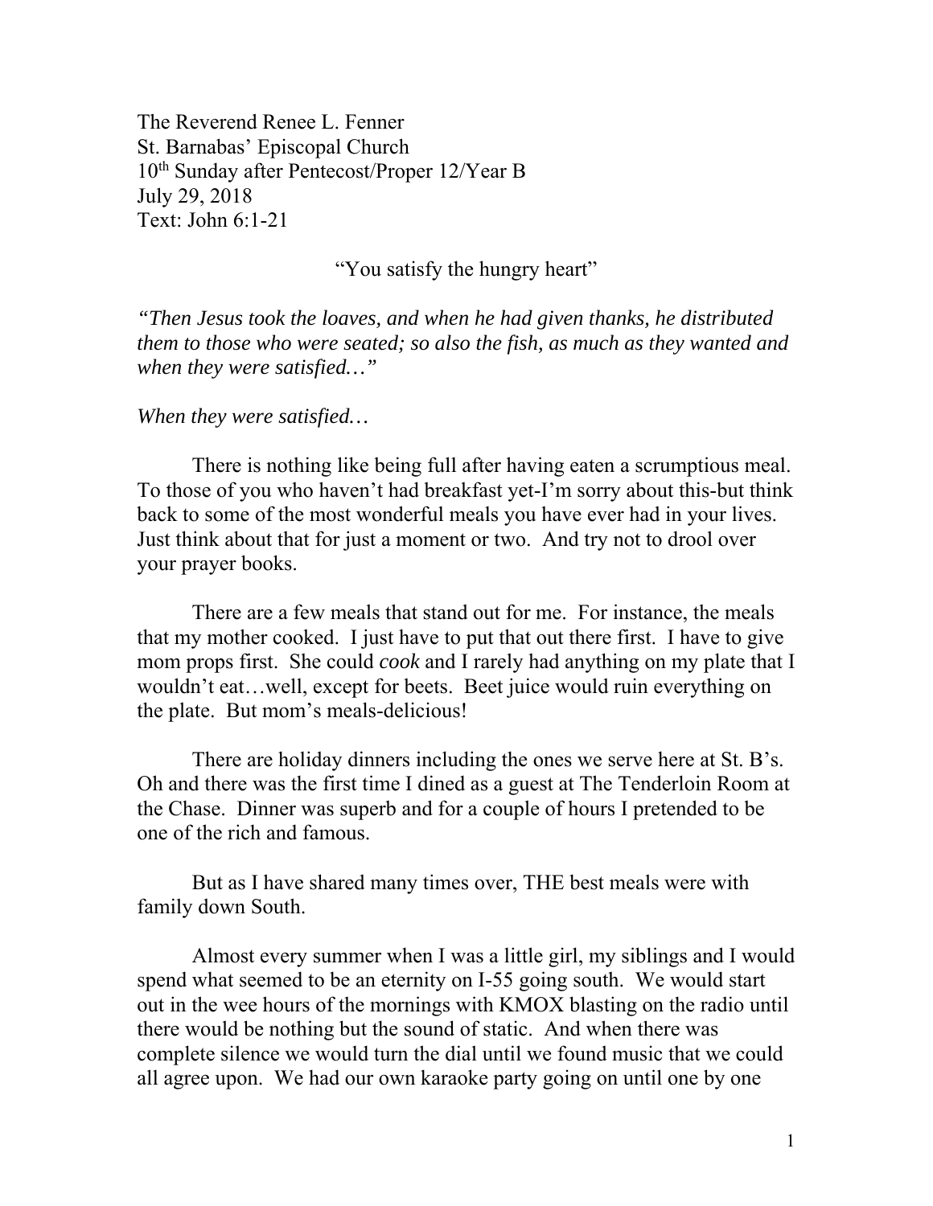The Reverend Renee L. Fenner
St. Barnabas' Episcopal Church
10th Sunday after Pentecost/Proper 12/Year B
July 29, 2018
Text: John 6:1-21

"You satisfy the hungry heart"

*"Then Jesus took the loaves, and when he had given thanks, he distributed them to those who were seated; so also the fish, as much as they wanted and when they were satisfied…"*

*When they were satisfied…*

There is nothing like being full after having eaten a scrumptious meal. To those of you who haven't had breakfast yet-I'm sorry about this-but think back to some of the most wonderful meals you have ever had in your lives. Just think about that for just a moment or two. And try not to drool over your prayer books.

There are a few meals that stand out for me. For instance, the meals that my mother cooked. I just have to put that out there first. I have to give mom props first. She could *cook* and I rarely had anything on my plate that I wouldn't eat…well, except for beets. Beet juice would ruin everything on the plate. But mom's meals-delicious!

There are holiday dinners including the ones we serve here at St. B's. Oh and there was the first time I dined as a guest at The Tenderloin Room at the Chase. Dinner was superb and for a couple of hours I pretended to be one of the rich and famous.

But as I have shared many times over, THE best meals were with family down South.

Almost every summer when I was a little girl, my siblings and I would spend what seemed to be an eternity on I-55 going south. We would start out in the wee hours of the mornings with KMOX blasting on the radio until there would be nothing but the sound of static. And when there was complete silence we would turn the dial until we found music that we could all agree upon. We had our own karaoke party going on until one by one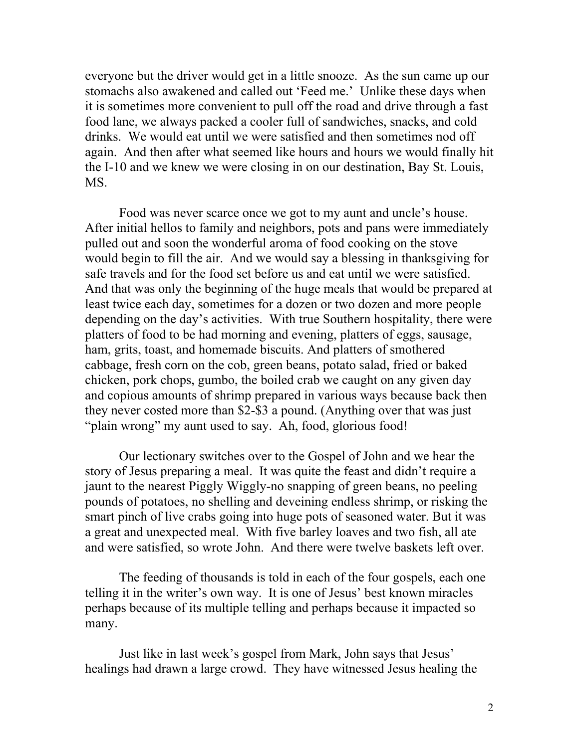everyone but the driver would get in a little snooze. As the sun came up our stomachs also awakened and called out 'Feed me.' Unlike these days when it is sometimes more convenient to pull off the road and drive through a fast food lane, we always packed a cooler full of sandwiches, snacks, and cold drinks. We would eat until we were satisfied and then sometimes nod off again. And then after what seemed like hours and hours we would finally hit the I-10 and we knew we were closing in on our destination, Bay St. Louis, MS.

Food was never scarce once we got to my aunt and uncle's house. After initial hellos to family and neighbors, pots and pans were immediately pulled out and soon the wonderful aroma of food cooking on the stove would begin to fill the air. And we would say a blessing in thanksgiving for safe travels and for the food set before us and eat until we were satisfied. And that was only the beginning of the huge meals that would be prepared at least twice each day, sometimes for a dozen or two dozen and more people depending on the day's activities. With true Southern hospitality, there were platters of food to be had morning and evening, platters of eggs, sausage, ham, grits, toast, and homemade biscuits. And platters of smothered cabbage, fresh corn on the cob, green beans, potato salad, fried or baked chicken, pork chops, gumbo, the boiled crab we caught on any given day and copious amounts of shrimp prepared in various ways because back then they never costed more than $2-$3 a pound. (Anything over that was just "plain wrong" my aunt used to say. Ah, food, glorious food!

Our lectionary switches over to the Gospel of John and we hear the story of Jesus preparing a meal. It was quite the feast and didn't require a jaunt to the nearest Piggly Wiggly-no snapping of green beans, no peeling pounds of potatoes, no shelling and deveining endless shrimp, or risking the smart pinch of live crabs going into huge pots of seasoned water. But it was a great and unexpected meal. With five barley loaves and two fish, all ate and were satisfied, so wrote John. And there were twelve baskets left over.

The feeding of thousands is told in each of the four gospels, each one telling it in the writer's own way. It is one of Jesus' best known miracles perhaps because of its multiple telling and perhaps because it impacted so many.

Just like in last week's gospel from Mark, John says that Jesus' healings had drawn a large crowd. They have witnessed Jesus healing the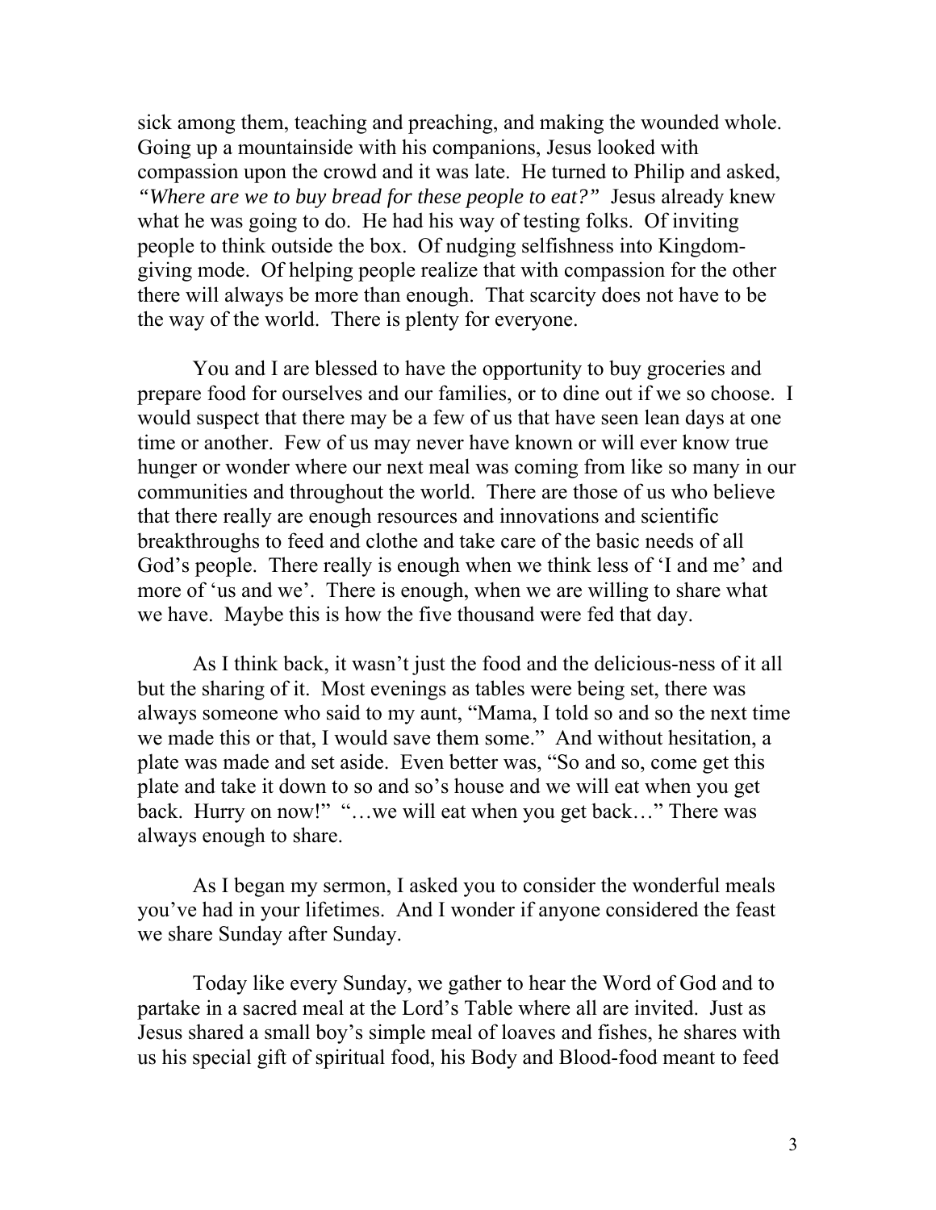sick among them, teaching and preaching, and making the wounded whole. Going up a mountainside with his companions, Jesus looked with compassion upon the crowd and it was late. He turned to Philip and asked, *"Where are we to buy bread for these people to eat?"* Jesus already knew what he was going to do. He had his way of testing folks. Of inviting people to think outside the box. Of nudging selfishness into Kingdom-giving mode. Of helping people realize that with compassion for the other there will always be more than enough. That scarcity does not have to be the way of the world. There is plenty for everyone.

You and I are blessed to have the opportunity to buy groceries and prepare food for ourselves and our families, or to dine out if we so choose. I would suspect that there may be a few of us that have seen lean days at one time or another. Few of us may never have known or will ever know true hunger or wonder where our next meal was coming from like so many in our communities and throughout the world. There are those of us who believe that there really are enough resources and innovations and scientific breakthroughs to feed and clothe and take care of the basic needs of all God's people. There really is enough when we think less of 'I and me' and more of 'us and we'. There is enough, when we are willing to share what we have. Maybe this is how the five thousand were fed that day.

As I think back, it wasn't just the food and the delicious-ness of it all but the sharing of it. Most evenings as tables were being set, there was always someone who said to my aunt, "Mama, I told so and so the next time we made this or that, I would save them some." And without hesitation, a plate was made and set aside. Even better was, "So and so, come get this plate and take it down to so and so's house and we will eat when you get back. Hurry on now!" "…we will eat when you get back…" There was always enough to share.

As I began my sermon, I asked you to consider the wonderful meals you've had in your lifetimes. And I wonder if anyone considered the feast we share Sunday after Sunday.

Today like every Sunday, we gather to hear the Word of God and to partake in a sacred meal at the Lord's Table where all are invited. Just as Jesus shared a small boy's simple meal of loaves and fishes, he shares with us his special gift of spiritual food, his Body and Blood-food meant to feed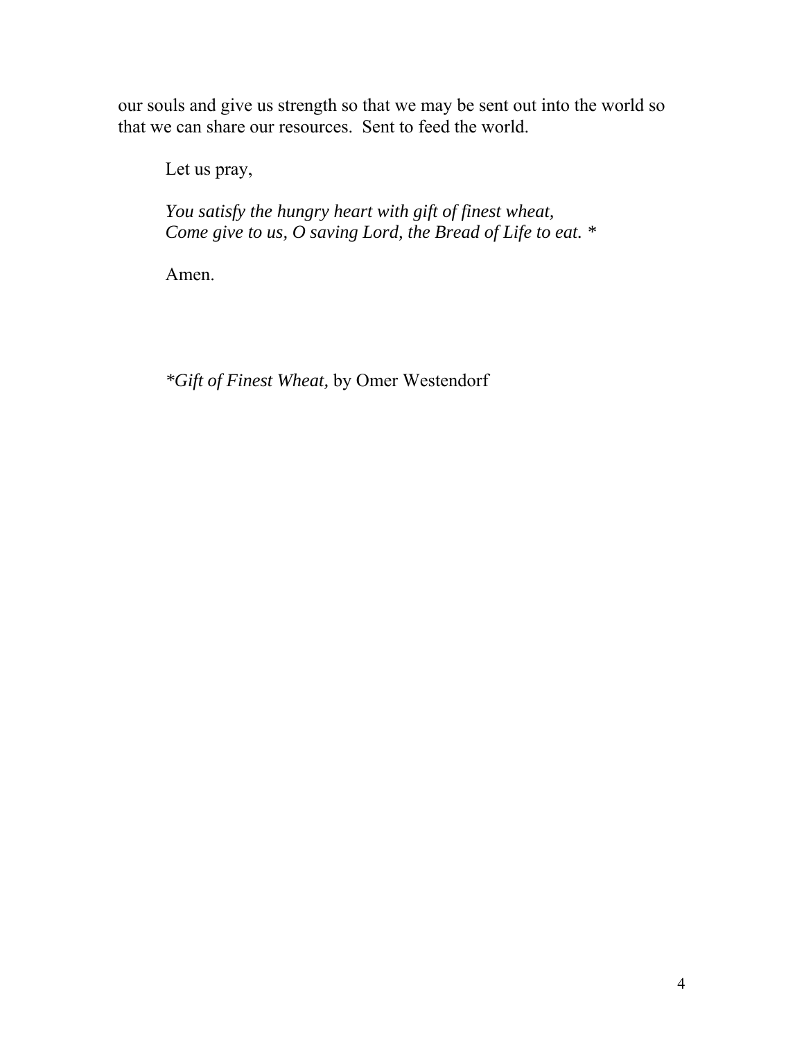our souls and give us strength so that we may be sent out into the world so that we can share our resources. Sent to feed the world.

Let us pray,

*You satisfy the hungry heart with gift of finest wheat,*
*Come give to us, O saving Lord, the Bread of Life to eat. **

Amen.

**Gift of Finest Wheat,* by Omer Westendorf